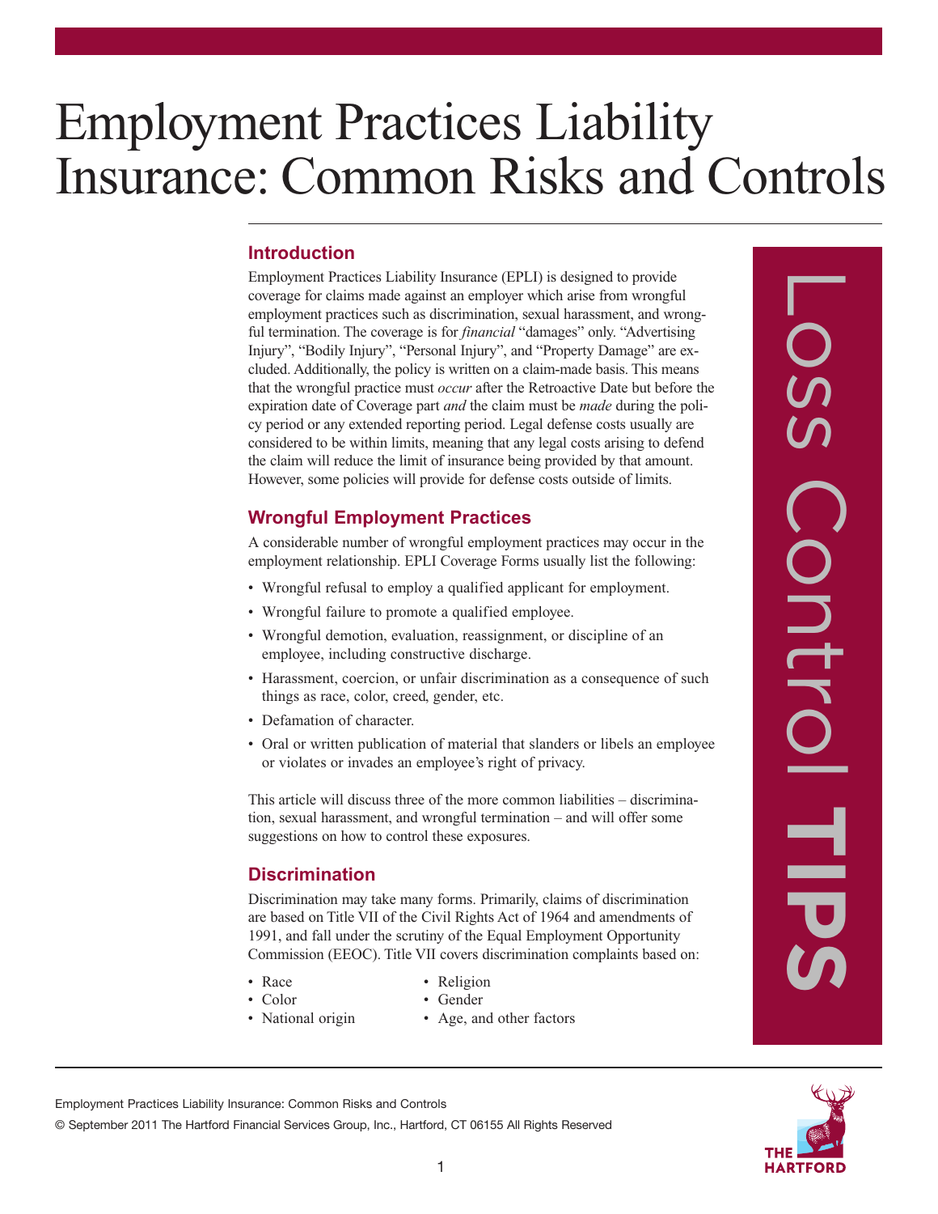# Employment Practices Liability Insurance: Common Risks and Controls

## Introduction

Employment Practices Liability Insurance (EPLI) is designed to provide coverage for claims made against an employer which arise from wrongful employment practices such as discrimination, sexual harassment, and wrongful termination. The coverage is for *financial* "damages" only. "Advertising Injury", "Bodily Injury", "Personal Injury", and "Property Damage" are excluded. Additionally, the policy is written on a claim-made basis. This means that the wrongful practice must *occur* after the Retroactive Date but before the expiration date of Coverage part *and* the claim must be *made* during the policy period or any extended reporting period. Legal defense costs usually are considered to be within limits, meaning that any legal costs arising to defend the claim will reduce the limit of insurance being provided by that amount. However, some policies will provide for defense costs outside of limits.

## Wrongful Employment Practices

A considerable number of wrongful employment practices may occur in the employment relationship. EPLI Coverage Forms usually list the following:

- Wrongful refusal to employ a qualified applicant for employment.
- Wrongful failure to promote a qualified employee.
- Wrongful demotion, evaluation, reassignment, or discipline of an employee, including constructive discharge.
- Harassment, coercion, or unfair discrimination as a consequence of such things as race, color, creed, gender, etc.
- Defamation of character.
- Oral or written publication of material that slanders or libels an employee or violates or invades an employee's right of privacy.

This article will discuss three of the more common liabilities – discrimination, sexual harassment, and wrongful termination – and will offer some suggestions on how to control these exposures.

## Discrimination

Discrimination may take many forms. Primarily, claims of discrimination are based on Title VII of the Civil Rights Act of 1964 and amendments of 1991, and fall under the scrutiny of the Equal Employment Opportunity Commission (EEOC). Title VII covers discrimination complaints based on:

- Race
- Color
- National origin
- Religion
- Gender
- Age, and other factors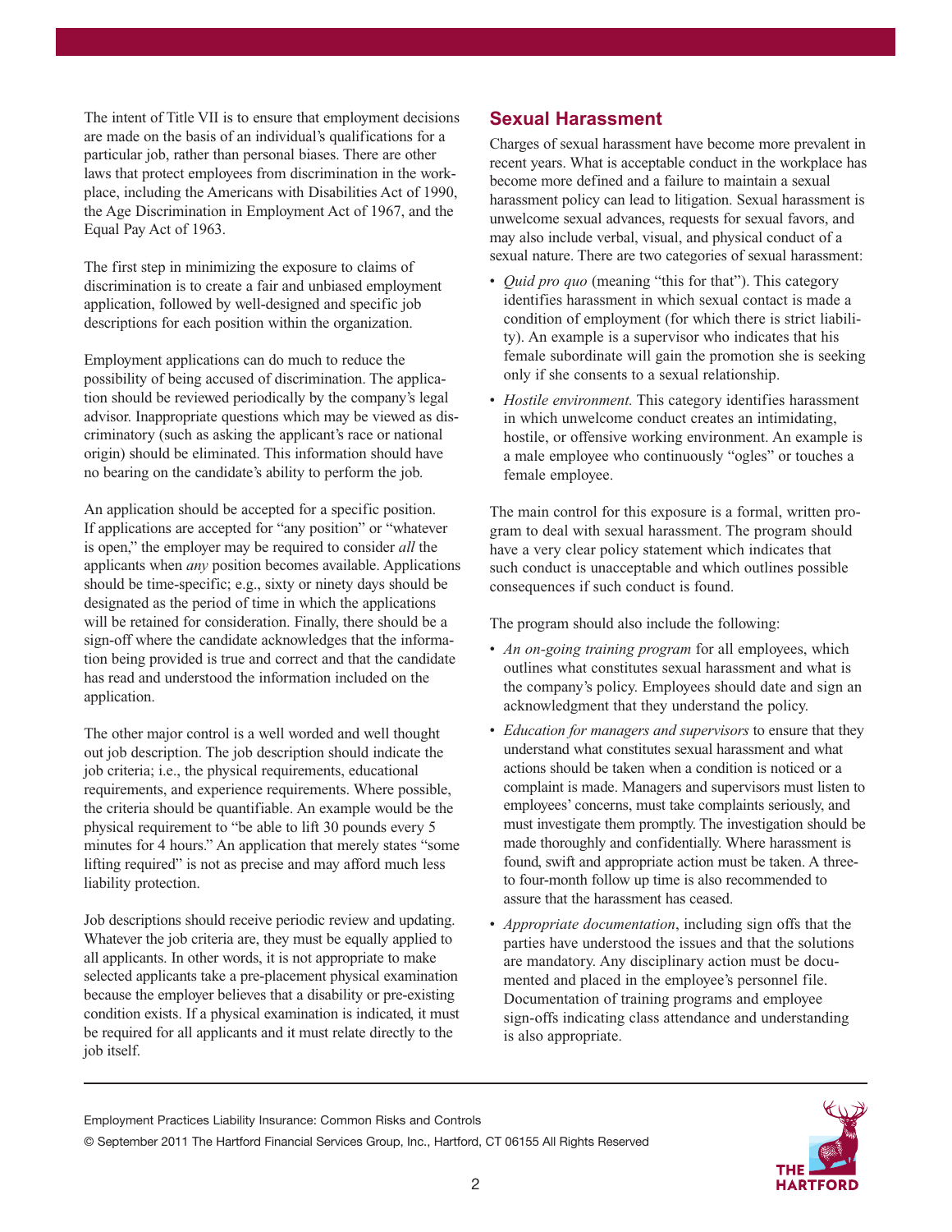The intent of Title VII is to ensure that employment decisions are made on the basis of an individual's qualifications for a particular job, rather than personal biases. There are other laws that protect employees from discrimination in the workplace, including the Americans with Disabilities Act of 1990, the Age Discrimination in Employment Act of 1967, and the Equal Pay Act of 1963.

The first step in minimizing the exposure to claims of discrimination is to create a fair and unbiased employment application, followed by well-designed and specific job descriptions for each position within the organization.

Employment applications can do much to reduce the possibility of being accused of discrimination. The application should be reviewed periodically by the company's legal advisor. Inappropriate questions which may be viewed as discriminatory (such as asking the applicant's race or national origin) should be eliminated. This information should have no bearing on the candidate's ability to perform the job.

An application should be accepted for a specific position. If applications are accepted for "any position" or "whatever is open," the employer may be required to consider *all* the applicants when *any* position becomes available. Applications should be time-specific; e.g., sixty or ninety days should be designated as the period of time in which the applications will be retained for consideration. Finally, there should be a sign-off where the candidate acknowledges that the information being provided is true and correct and that the candidate has read and understood the information included on the application.

The other major control is a well worded and well thought out job description. The job description should indicate the job criteria; i.e., the physical requirements, educational requirements, and experience requirements. Where possible, the criteria should be quantifiable. An example would be the physical requirement to "be able to lift 30 pounds every 5 minutes for 4 hours." An application that merely states "some lifting required" is not as precise and may afford much less liability protection.

Job descriptions should receive periodic review and updating. Whatever the job criteria are, they must be equally applied to all applicants. In other words, it is not appropriate to make selected applicants take a pre-placement physical examination because the employer believes that a disability or pre-existing condition exists. If a physical examination is indicated, it must be required for all applicants and it must relate directly to the job itself.

## Sexual Harassment

Charges of sexual harassment have become more prevalent in recent years. What is acceptable conduct in the workplace has become more defined and a failure to maintain a sexual harassment policy can lead to litigation. Sexual harassment is unwelcome sexual advances, requests for sexual favors, and may also include verbal, visual, and physical conduct of a sexual nature. There are two categories of sexual harassment:

- *Quid pro quo* (meaning "this for that"). This category identifies harassment in which sexual contact is made a condition of employment (for which there is strict liability). An example is a supervisor who indicates that his female subordinate will gain the promotion she is seeking only if she consents to a sexual relationship.
- *Hostile environment.* This category identifies harassment in which unwelcome conduct creates an intimidating, hostile, or offensive working environment. An example is a male employee who continuously "ogles" or touches a female employee.

The main control for this exposure is a formal, written program to deal with sexual harassment. The program should have a very clear policy statement which indicates that such conduct is unacceptable and which outlines possible consequences if such conduct is found.

The program should also include the following:

- *An on-going training program* for all employees, which outlines what constitutes sexual harassment and what is the company's policy. Employees should date and sign an acknowledgment that they understand the policy.
- *Education for managers and supervisors* to ensure that they understand what constitutes sexual harassment and what actions should be taken when a condition is noticed or a complaint is made. Managers and supervisors must listen to employees' concerns, must take complaints seriously, and must investigate them promptly. The investigation should be made thoroughly and confidentially. Where harassment is found, swift and appropriate action must be taken. A three- to four-month follow up time is also recommended to assure that the harassment has ceased.
- *Appropriate documentation*, including sign offs that the parties have understood the issues and that the solutions are mandatory. Any disciplinary action must be documented and placed in the employee's personnel file. Documentation of training programs and employee sign-offs indicating class attendance and understanding is also appropriate.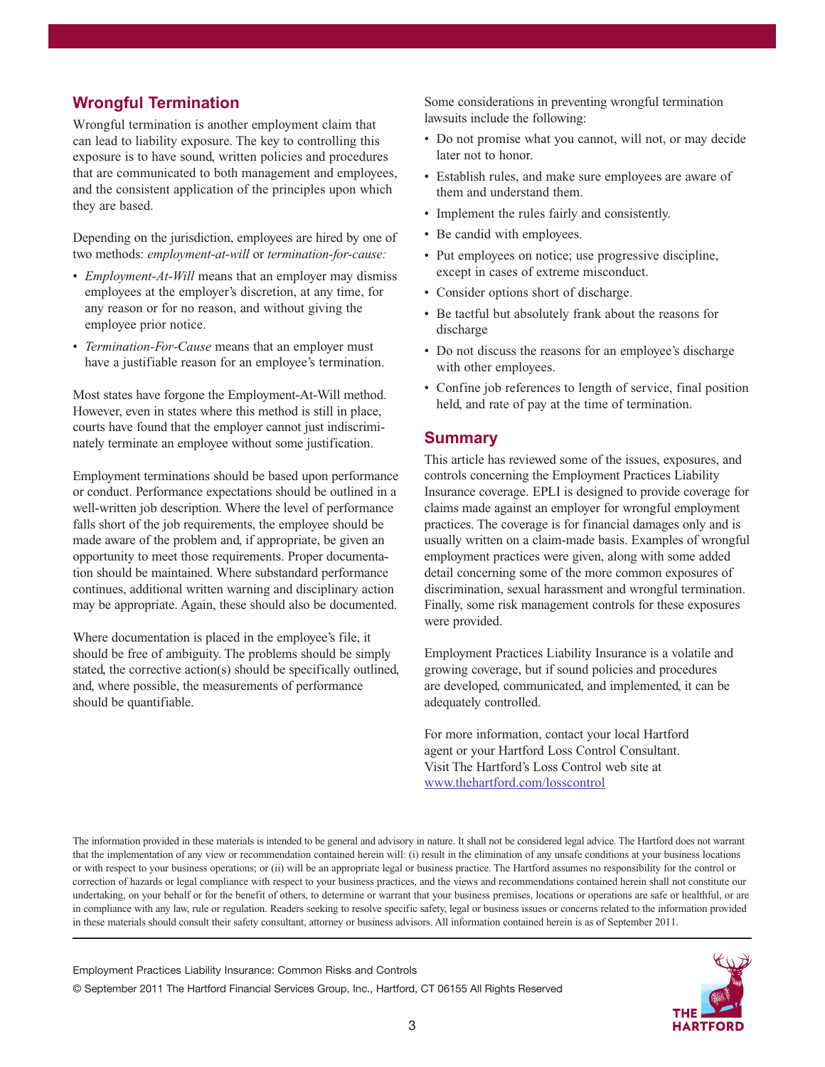## Wrongful Termination

Wrongful termination is another employment claim that can lead to liability exposure. The key to controlling this exposure is to have sound, written policies and procedures that are communicated to both management and employees, and the consistent application of the principles upon which they are based.

Depending on the jurisdiction, employees are hired by one of two methods: *employment-at-will* or *termination-for-cause:*

- *Employment-At-Will* means that an employer may dismiss employees at the employer's discretion, at any time, for any reason or for no reason, and without giving the employee prior notice.
- *Termination-For-Cause* means that an employer must have a justifiable reason for an employee's termination.

Most states have forgone the Employment-At-Will method. However, even in states where this method is still in place, courts have found that the employer cannot just indiscriminately terminate an employee without some justification.

Employment terminations should be based upon performance or conduct. Performance expectations should be outlined in a well-written job description. Where the level of performance falls short of the job requirements, the employee should be made aware of the problem and, if appropriate, be given an opportunity to meet those requirements. Proper documentation should be maintained. Where substandard performance continues, additional written warning and disciplinary action may be appropriate. Again, these should also be documented.

Where documentation is placed in the employee's file, it should be free of ambiguity. The problems should be simply stated, the corrective action(s) should be specifically outlined, and, where possible, the measurements of performance should be quantifiable.

Some considerations in preventing wrongful termination lawsuits include the following:

- Do not promise what you cannot, will not, or may decide later not to honor.
- Establish rules, and make sure employees are aware of them and understand them.
- Implement the rules fairly and consistently.
- Be candid with employees.
- Put employees on notice; use progressive discipline, except in cases of extreme misconduct.
- Consider options short of discharge.
- Be tactful but absolutely frank about the reasons for discharge
- Do not discuss the reasons for an employee's discharge with other employees.
- Confine job references to length of service, final position held, and rate of pay at the time of termination.

## Summary

This article has reviewed some of the issues, exposures, and controls concerning the Employment Practices Liability Insurance coverage. EPLI is designed to provide coverage for claims made against an employer for wrongful employment practices. The coverage is for financial damages only and is usually written on a claim-made basis. Examples of wrongful employment practices were given, along with some added detail concerning some of the more common exposures of discrimination, sexual harassment and wrongful termination. Finally, some risk management controls for these exposures were provided.

Employment Practices Liability Insurance is a volatile and growing coverage, but if sound policies and procedures are developed, communicated, and implemented, it can be adequately controlled.

For more information, contact your local Hartford agent or your Hartford Loss Control Consultant. Visit The Hartford's Loss Control web site at www.thehartford.com/losscontrol

The information provided in these materials is intended to be general and advisory in nature. It shall not be considered legal advice. The Hartford does not warrant that the implementation of any view or recommendation contained herein will: (i) result in the elimination of any unsafe conditions at your business locations or with respect to your business operations; or (ii) will be an appropriate legal or business practice. The Hartford assumes no responsibility for the control or correction of hazards or legal compliance with respect to your business practices, and the views and recommendations contained herein shall not constitute our undertaking, on your behalf or for the benefit of others, to determine or warrant that your business premises, locations or operations are safe or healthful, or are in compliance with any law, rule or regulation. Readers seeking to resolve specific safety, legal or business issues or concerns related to the information provided in these materials should consult their safety consultant, attorney or business advisors. All information contained herein is as of September 2011.

Employment Practices Liability Insurance: Common Risks and Controls

© September 2011 The Hartford Financial Services Group, Inc., Hartford, CT 06155 All Rights Reserved